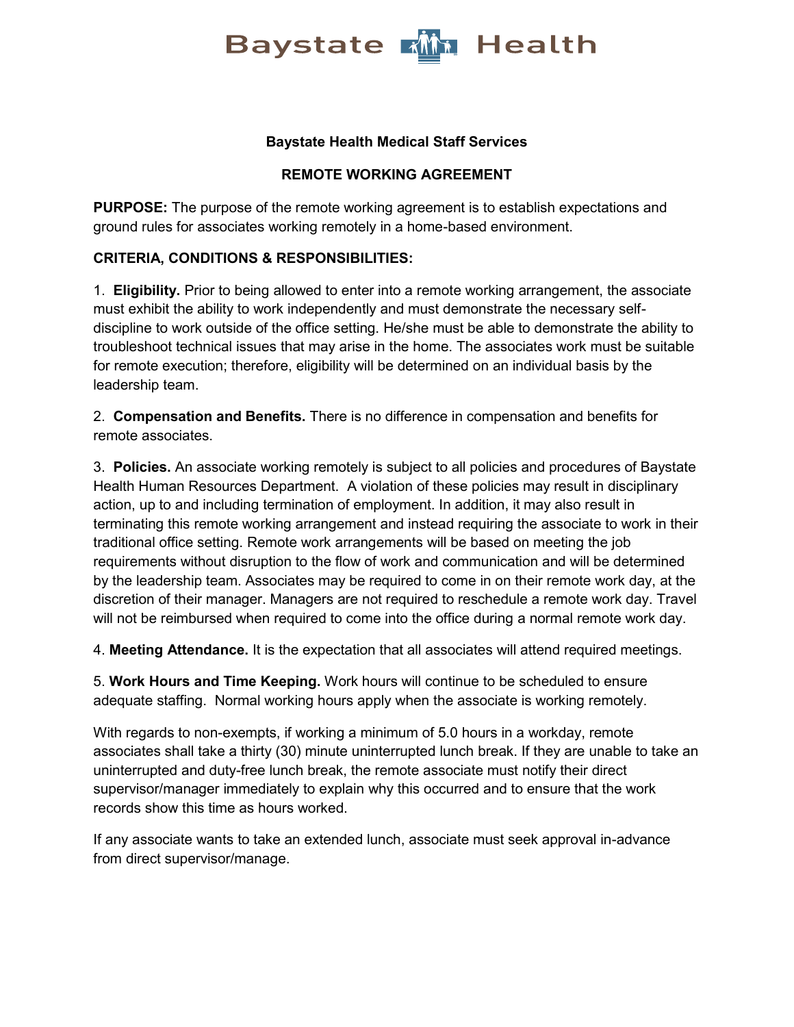Baystate Health

**Baystate Health Medical Staff Services**

**REMOTE WORKING AGREEMENT**

**PURPOSE:** The purpose of the remote working agreement is to establish expectations and ground rules for associates working remotely in a home-based environment.

**CRITERIA, CONDITIONS & RESPONSIBILITIES:**

1. **Eligibility.** Prior to being allowed to enter into a remote working arrangement, the associate must exhibit the ability to work independently and must demonstrate the necessary self-discipline to work outside of the office setting. He/she must be able to demonstrate the ability to troubleshoot technical issues that may arise in the home. The associates work must be suitable for remote execution; therefore, eligibility will be determined on an individual basis by the leadership team.

2. **Compensation and Benefits.** There is no difference in compensation and benefits for remote associates.

3. **Policies.** An associate working remotely is subject to all policies and procedures of Baystate Health Human Resources Department. A violation of these policies may result in disciplinary action, up to and including termination of employment. In addition, it may also result in terminating this remote working arrangement and instead requiring the associate to work in their traditional office setting. Remote work arrangements will be based on meeting the job requirements without disruption to the flow of work and communication and will be determined by the leadership team. Associates may be required to come in on their remote work day, at the discretion of their manager. Managers are not required to reschedule a remote work day. Travel will not be reimbursed when required to come into the office during a normal remote work day.

4. **Meeting Attendance.** It is the expectation that all associates will attend required meetings.

5. **Work Hours and Time Keeping.** Work hours will continue to be scheduled to ensure adequate staffing. Normal working hours apply when the associate is working remotely.

With regards to non-exempts, if working a minimum of 5.0 hours in a workday, remote associates shall take a thirty (30) minute uninterrupted lunch break. If they are unable to take an uninterrupted and duty-free lunch break, the remote associate must notify their direct supervisor/manager immediately to explain why this occurred and to ensure that the work records show this time as hours worked.

If any associate wants to take an extended lunch, associate must seek approval in-advance from direct supervisor/manage.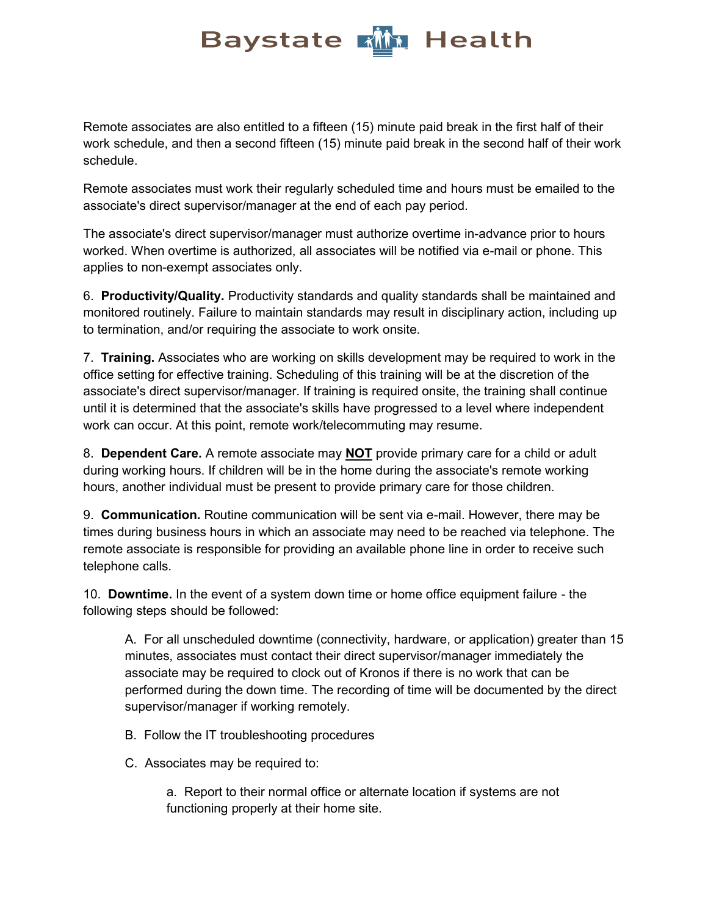Remote associates are also entitled to a fifteen (15) minute paid break in the first half of their work schedule, and then a second fifteen (15) minute paid break in the second half of their work schedule.

Remote associates must work their regularly scheduled time and hours must be emailed to the associate's direct supervisor/manager at the end of each pay period.

The associate's direct supervisor/manager must authorize overtime in-advance prior to hours worked. When overtime is authorized, all associates will be notified via e-mail or phone. This applies to non-exempt associates only.

6. **Productivity/Quality.** Productivity standards and quality standards shall be maintained and monitored routinely. Failure to maintain standards may result in disciplinary action, including up to termination, and/or requiring the associate to work onsite.

7. **Training.** Associates who are working on skills development may be required to work in the office setting for effective training. Scheduling of this training will be at the discretion of the associate's direct supervisor/manager. If training is required onsite, the training shall continue until it is determined that the associate's skills have progressed to a level where independent work can occur. At this point, remote work/telecommuting may resume.

8. **Dependent Care.** A remote associate may **<u>NOT</u>** provide primary care for a child or adult during working hours. If children will be in the home during the associate's remote working hours, another individual must be present to provide primary care for those children.

9. **Communication.** Routine communication will be sent via e-mail. However, there may be times during business hours in which an associate may need to be reached via telephone. The remote associate is responsible for providing an available phone line in order to receive such telephone calls.

10. **Downtime.** In the event of a system down time or home office equipment failure - the following steps should be followed:

   A. For all unscheduled downtime (connectivity, hardware, or application) greater than 15 minutes, associates must contact their direct supervisor/manager immediately the associate may be required to clock out of Kronos if there is no work that can be performed during the down time. The recording of time will be documented by the direct supervisor/manager if working remotely.

   B. Follow the IT troubleshooting procedures

   C. Associates may be required to:

      a. Report to their normal office or alternate location if systems are not functioning properly at their home site.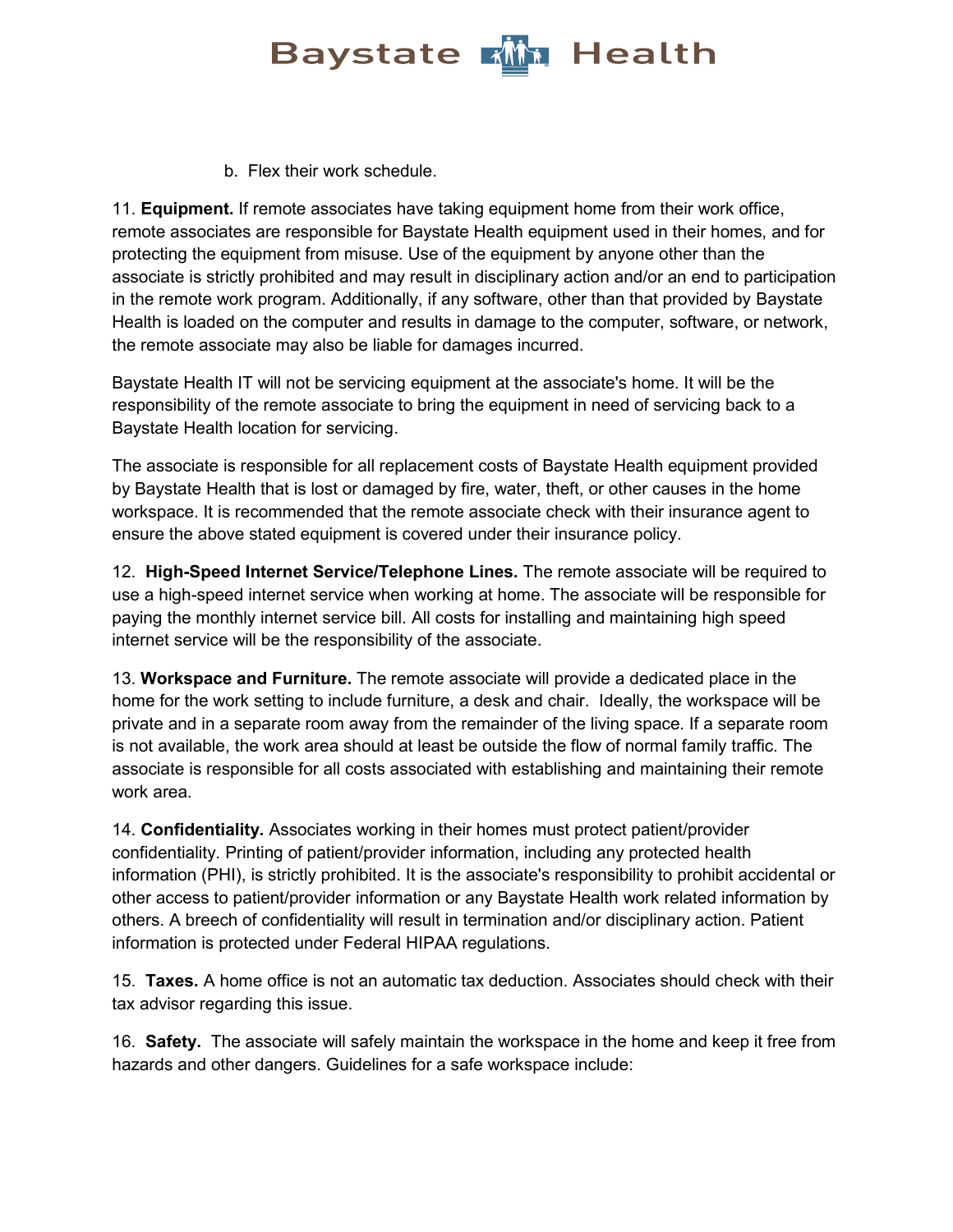b. Flex their work schedule.

11. **Equipment.** If remote associates have taking equipment home from their work office, remote associates are responsible for Baystate Health equipment used in their homes, and for protecting the equipment from misuse. Use of the equipment by anyone other than the associate is strictly prohibited and may result in disciplinary action and/or an end to participation in the remote work program. Additionally, if any software, other than that provided by Baystate Health is loaded on the computer and results in damage to the computer, software, or network, the remote associate may also be liable for damages incurred.

Baystate Health IT will not be servicing equipment at the associate's home. It will be the responsibility of the remote associate to bring the equipment in need of servicing back to a Baystate Health location for servicing.

The associate is responsible for all replacement costs of Baystate Health equipment provided by Baystate Health that is lost or damaged by fire, water, theft, or other causes in the home workspace. It is recommended that the remote associate check with their insurance agent to ensure the above stated equipment is covered under their insurance policy.

12. **High-Speed Internet Service/Telephone Lines.** The remote associate will be required to use a high-speed internet service when working at home. The associate will be responsible for paying the monthly internet service bill. All costs for installing and maintaining high speed internet service will be the responsibility of the associate.

13. **Workspace and Furniture.** The remote associate will provide a dedicated place in the home for the work setting to include furniture, a desk and chair. Ideally, the workspace will be private and in a separate room away from the remainder of the living space. If a separate room is not available, the work area should at least be outside the flow of normal family traffic. The associate is responsible for all costs associated with establishing and maintaining their remote work area.

14. **Confidentiality.** Associates working in their homes must protect patient/provider confidentiality. Printing of patient/provider information, including any protected health information (PHI), is strictly prohibited. It is the associate's responsibility to prohibit accidental or other access to patient/provider information or any Baystate Health work related information by others. A breech of confidentiality will result in termination and/or disciplinary action. Patient information is protected under Federal HIPAA regulations.

15. **Taxes.** A home office is not an automatic tax deduction. Associates should check with their tax advisor regarding this issue.

16. **Safety.** The associate will safely maintain the workspace in the home and keep it free from hazards and other dangers. Guidelines for a safe workspace include: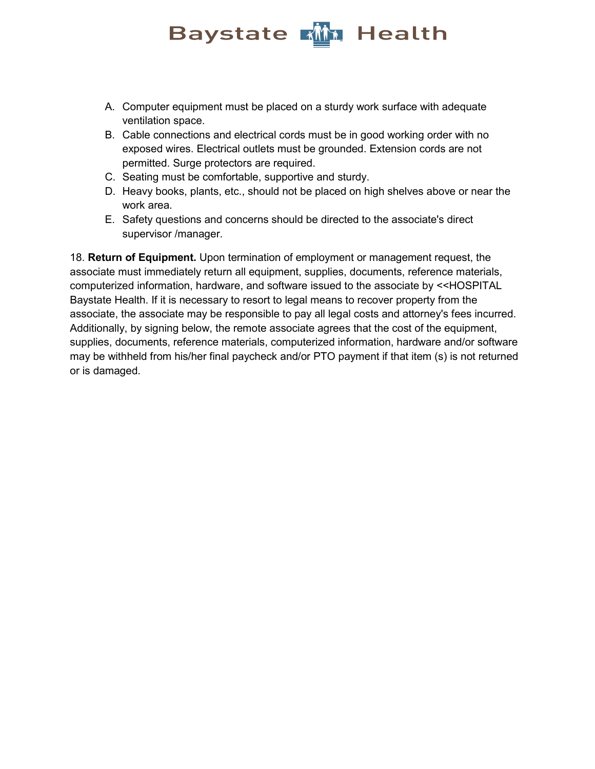A. Computer equipment must be placed on a sturdy work surface with adequate ventilation space.
B. Cable connections and electrical cords must be in good working order with no exposed wires. Electrical outlets must be grounded. Extension cords are not permitted. Surge protectors are required.
C. Seating must be comfortable, supportive and sturdy.
D. Heavy books, plants, etc., should not be placed on high shelves above or near the work area.
E. Safety questions and concerns should be directed to the associate's direct supervisor /manager.

18. **Return of Equipment.** Upon termination of employment or management request, the associate must immediately return all equipment, supplies, documents, reference materials, computerized information, hardware, and software issued to the associate by <<HOSPITAL Baystate Health. If it is necessary to resort to legal means to recover property from the associate, the associate may be responsible to pay all legal costs and attorney's fees incurred. Additionally, by signing below, the remote associate agrees that the cost of the equipment, supplies, documents, reference materials, computerized information, hardware and/or software may be withheld from his/her final paycheck and/or PTO payment if that item (s) is not returned or is damaged.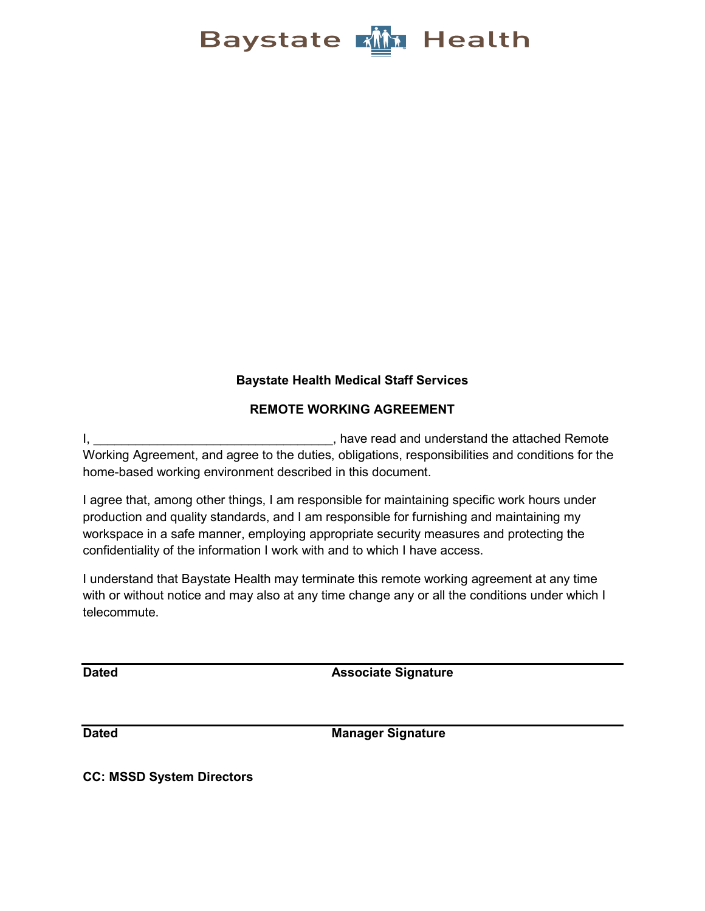Baystate Health

**Baystate Health Medical Staff Services**

**REMOTE WORKING AGREEMENT**

I, _________________________________, have read and understand the attached Remote Working Agreement, and agree to the duties, obligations, responsibilities and conditions for the home-based working environment described in this document.

I agree that, among other things, I am responsible for maintaining specific work hours under production and quality standards, and I am responsible for furnishing and maintaining my workspace in a safe manner, employing appropriate security measures and protecting the confidentiality of the information I work with and to which I have access.

I understand that Baystate Health may terminate this remote working agreement at any time with or without notice and may also at any time change any or all the conditions under which I telecommute.

______________________________________________________________________

**Dated** **Associate Signature**

______________________________________________________________________

**Dated** **Manager Signature**

**CC: MSSD System Directors**